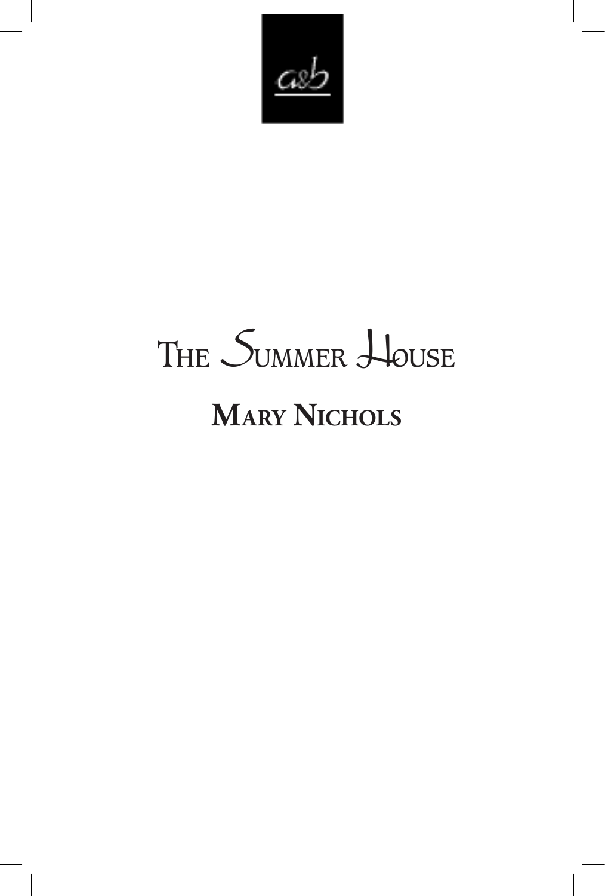a&b

# The Summer House

## Mary Nichols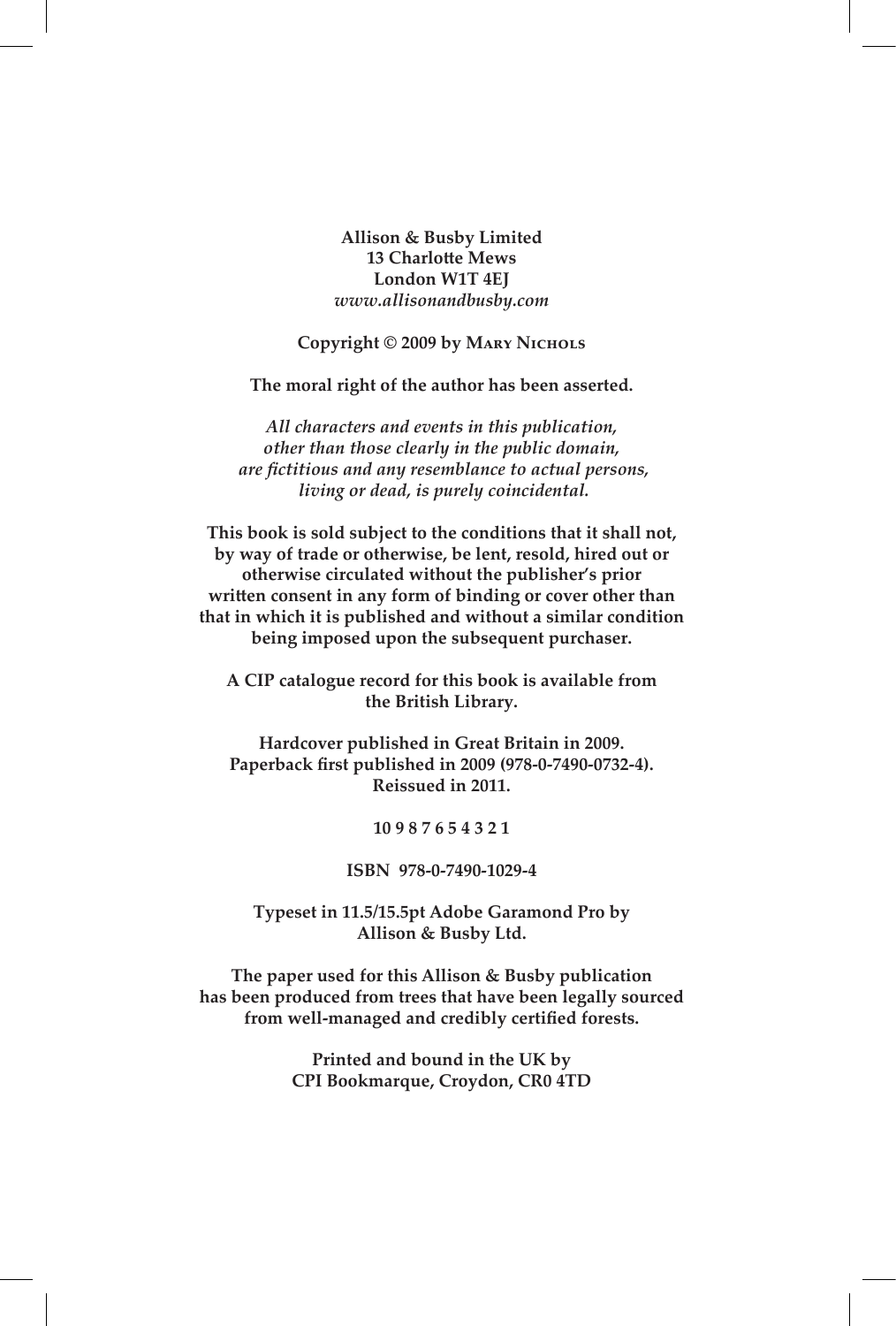**Allison & Busby Limited**
**13 Charlotte Mews**
**London W1T 4EJ**
*www.allisonandbusby.com*

**Copyright © 2009 by Mary Nichols**

**The moral right of the author has been asserted.**

*All characters and events in this publication, other than those clearly in the public domain, are fictitious and any resemblance to actual persons, living or dead, is purely coincidental.*

**This book is sold subject to the conditions that it shall not, by way of trade or otherwise, be lent, resold, hired out or otherwise circulated without the publisher's prior written consent in any form of binding or cover other than that in which it is published and without a similar condition being imposed upon the subsequent purchaser.**

**A CIP catalogue record for this book is available from the British Library.**

**Hardcover published in Great Britain in 2009.**
**Paperback first published in 2009 (978-0-7490-0732-4).**
**Reissued in 2011.**

**10 9 8 7 6 5 4 3 2 1**

**ISBN 978-0-7490-1029-4**

**Typeset in 11.5/15.5pt Adobe Garamond Pro by Allison & Busby Ltd.**

**The paper used for this Allison & Busby publication has been produced from trees that have been legally sourced from well-managed and credibly certified forests.**

**Printed and bound in the UK by CPI Bookmarque, Croydon, CR0 4TD**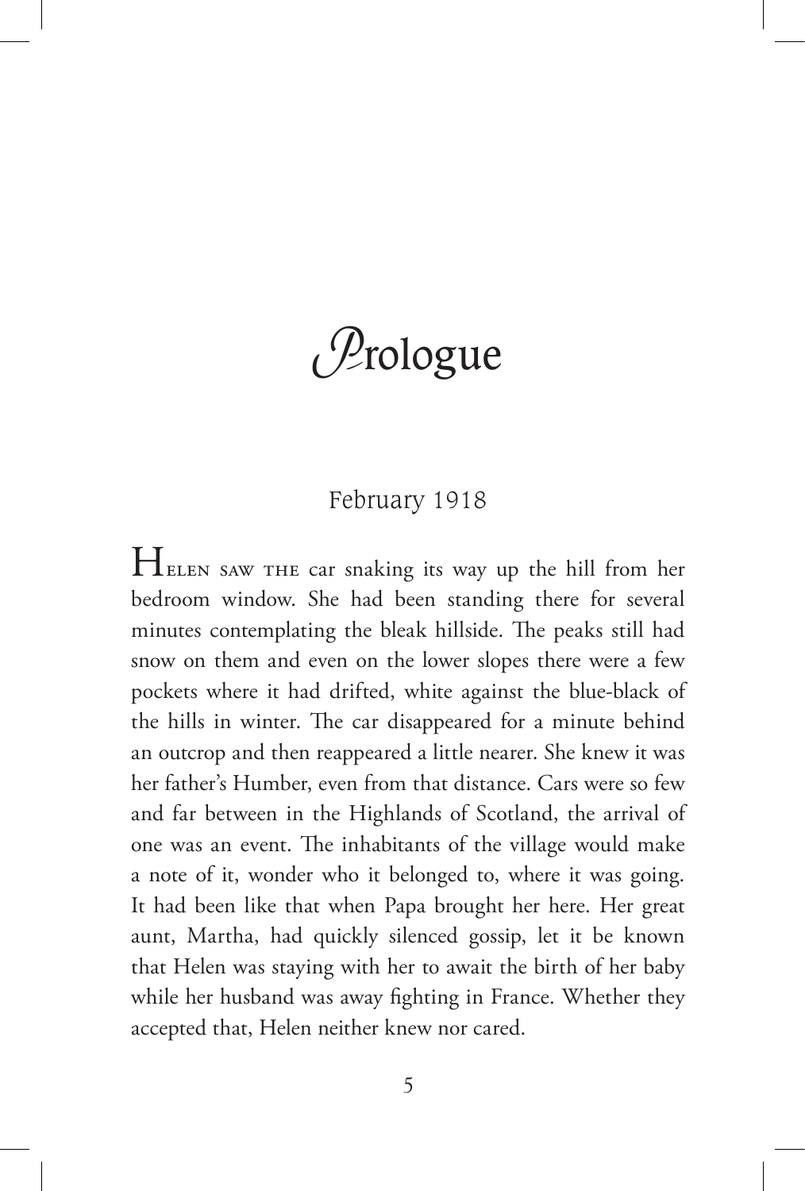# Prologue

February 1918

Helen saw the car snaking its way up the hill from her bedroom window. She had been standing there for several minutes contemplating the bleak hillside. The peaks still had snow on them and even on the lower slopes there were a few pockets where it had drifted, white against the blue-black of the hills in winter. The car disappeared for a minute behind an outcrop and then reappeared a little nearer. She knew it was her father's Humber, even from that distance. Cars were so few and far between in the Highlands of Scotland, the arrival of one was an event. The inhabitants of the village would make a note of it, wonder who it belonged to, where it was going. It had been like that when Papa brought her here. Her great aunt, Martha, had quickly silenced gossip, let it be known that Helen was staying with her to await the birth of her baby while her husband was away fighting in France. Whether they accepted that, Helen neither knew nor cared.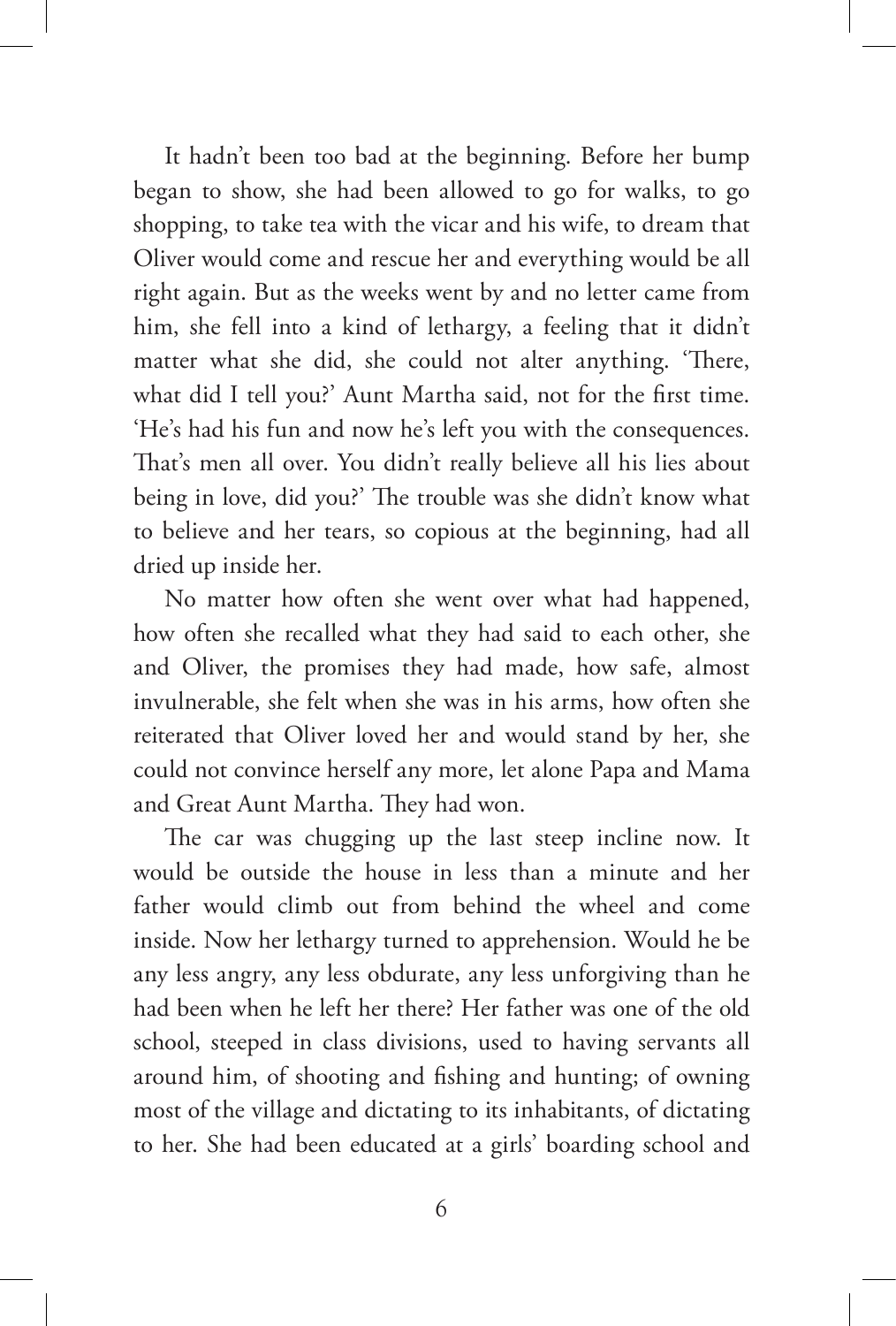It hadn't been too bad at the beginning. Before her bump began to show, she had been allowed to go for walks, to go shopping, to take tea with the vicar and his wife, to dream that Oliver would come and rescue her and everything would be all right again. But as the weeks went by and no letter came from him, she fell into a kind of lethargy, a feeling that it didn't matter what she did, she could not alter anything. 'There, what did I tell you?' Aunt Martha said, not for the first time. 'He's had his fun and now he's left you with the consequences. That's men all over. You didn't really believe all his lies about being in love, did you?' The trouble was she didn't know what to believe and her tears, so copious at the beginning, had all dried up inside her.

No matter how often she went over what had happened, how often she recalled what they had said to each other, she and Oliver, the promises they had made, how safe, almost invulnerable, she felt when she was in his arms, how often she reiterated that Oliver loved her and would stand by her, she could not convince herself any more, let alone Papa and Mama and Great Aunt Martha. They had won.

The car was chugging up the last steep incline now. It would be outside the house in less than a minute and her father would climb out from behind the wheel and come inside. Now her lethargy turned to apprehension. Would he be any less angry, any less obdurate, any less unforgiving than he had been when he left her there? Her father was one of the old school, steeped in class divisions, used to having servants all around him, of shooting and fishing and hunting; of owning most of the village and dictating to its inhabitants, of dictating to her. She had been educated at a girls' boarding school and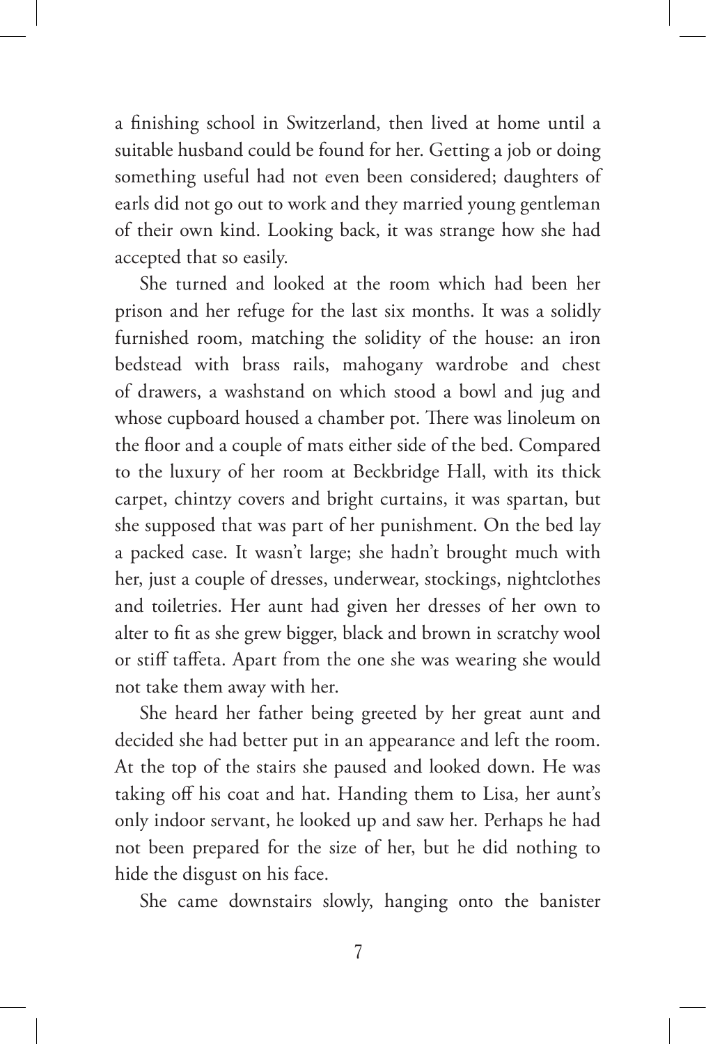a finishing school in Switzerland, then lived at home until a suitable husband could be found for her. Getting a job or doing something useful had not even been considered; daughters of earls did not go out to work and they married young gentleman of their own kind. Looking back, it was strange how she had accepted that so easily.

She turned and looked at the room which had been her prison and her refuge for the last six months. It was a solidly furnished room, matching the solidity of the house: an iron bedstead with brass rails, mahogany wardrobe and chest of drawers, a washstand on which stood a bowl and jug and whose cupboard housed a chamber pot. There was linoleum on the floor and a couple of mats either side of the bed. Compared to the luxury of her room at Beckbridge Hall, with its thick carpet, chintzy covers and bright curtains, it was spartan, but she supposed that was part of her punishment. On the bed lay a packed case. It wasn't large; she hadn't brought much with her, just a couple of dresses, underwear, stockings, nightclothes and toiletries. Her aunt had given her dresses of her own to alter to fit as she grew bigger, black and brown in scratchy wool or stiff taffeta. Apart from the one she was wearing she would not take them away with her.

She heard her father being greeted by her great aunt and decided she had better put in an appearance and left the room. At the top of the stairs she paused and looked down. He was taking off his coat and hat. Handing them to Lisa, her aunt's only indoor servant, he looked up and saw her. Perhaps he had not been prepared for the size of her, but he did nothing to hide the disgust on his face.

She came downstairs slowly, hanging onto the banister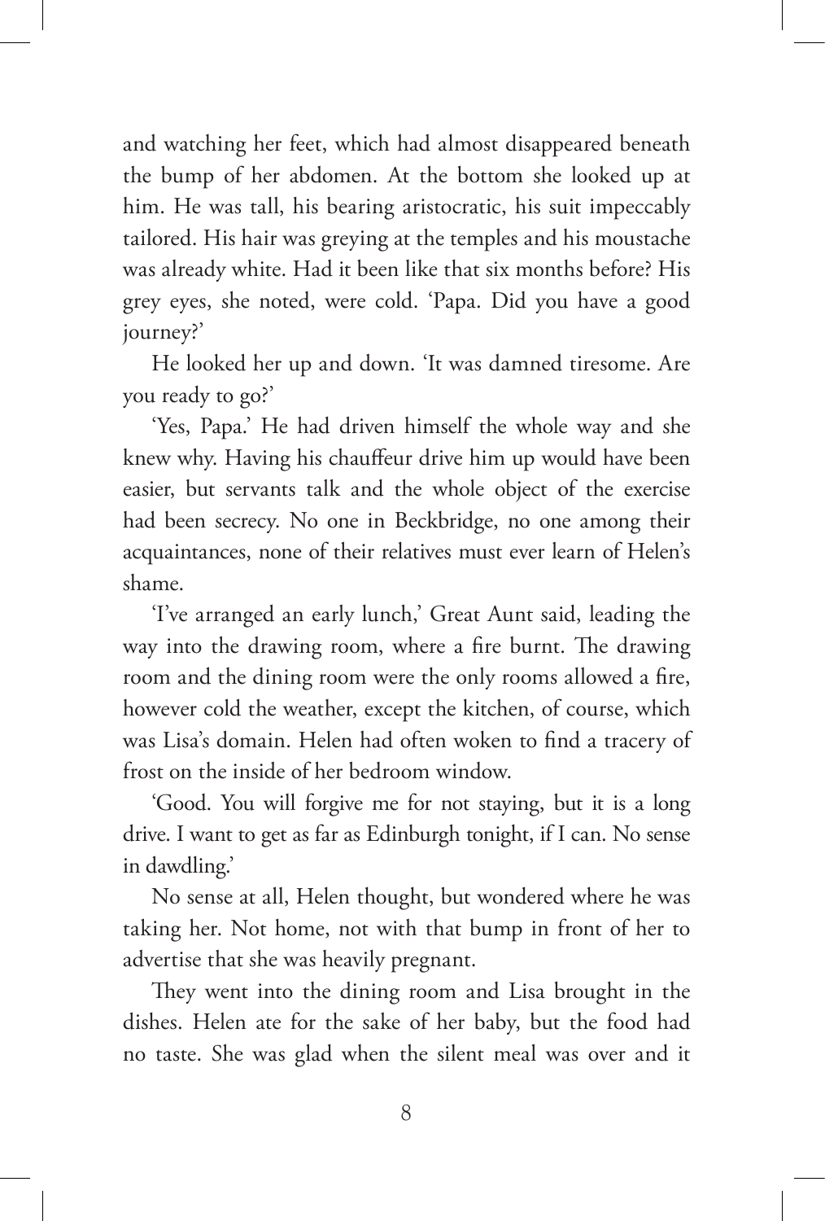and watching her feet, which had almost disappeared beneath the bump of her abdomen. At the bottom she looked up at him. He was tall, his bearing aristocratic, his suit impeccably tailored. His hair was greying at the temples and his moustache was already white. Had it been like that six months before? His grey eyes, she noted, were cold. 'Papa. Did you have a good journey?'

He looked her up and down. 'It was damned tiresome. Are you ready to go?'

'Yes, Papa.' He had driven himself the whole way and she knew why. Having his chauffeur drive him up would have been easier, but servants talk and the whole object of the exercise had been secrecy. No one in Beckbridge, no one among their acquaintances, none of their relatives must ever learn of Helen's shame.

'I've arranged an early lunch,' Great Aunt said, leading the way into the drawing room, where a fire burnt. The drawing room and the dining room were the only rooms allowed a fire, however cold the weather, except the kitchen, of course, which was Lisa's domain. Helen had often woken to find a tracery of frost on the inside of her bedroom window.

'Good. You will forgive me for not staying, but it is a long drive. I want to get as far as Edinburgh tonight, if I can. No sense in dawdling.'

No sense at all, Helen thought, but wondered where he was taking her. Not home, not with that bump in front of her to advertise that she was heavily pregnant.

They went into the dining room and Lisa brought in the dishes. Helen ate for the sake of her baby, but the food had no taste. She was glad when the silent meal was over and it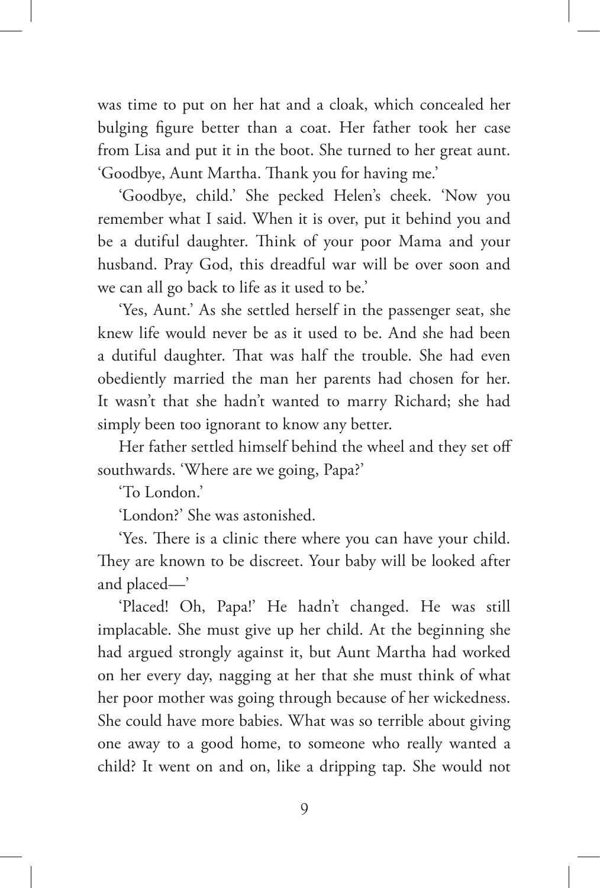was time to put on her hat and a cloak, which concealed her bulging figure better than a coat. Her father took her case from Lisa and put it in the boot. She turned to her great aunt. 'Goodbye, Aunt Martha. Thank you for having me.'

'Goodbye, child.' She pecked Helen's cheek. 'Now you remember what I said. When it is over, put it behind you and be a dutiful daughter. Think of your poor Mama and your husband. Pray God, this dreadful war will be over soon and we can all go back to life as it used to be.'

'Yes, Aunt.' As she settled herself in the passenger seat, she knew life would never be as it used to be. And she had been a dutiful daughter. That was half the trouble. She had even obediently married the man her parents had chosen for her. It wasn't that she hadn't wanted to marry Richard; she had simply been too ignorant to know any better.

Her father settled himself behind the wheel and they set off southwards. 'Where are we going, Papa?'

'To London.'

'London?' She was astonished.

'Yes. There is a clinic there where you can have your child. They are known to be discreet. Your baby will be looked after and placed—'

'Placed! Oh, Papa!' He hadn't changed. He was still implacable. She must give up her child. At the beginning she had argued strongly against it, but Aunt Martha had worked on her every day, nagging at her that she must think of what her poor mother was going through because of her wickedness. She could have more babies. What was so terrible about giving one away to a good home, to someone who really wanted a child? It went on and on, like a dripping tap. She would not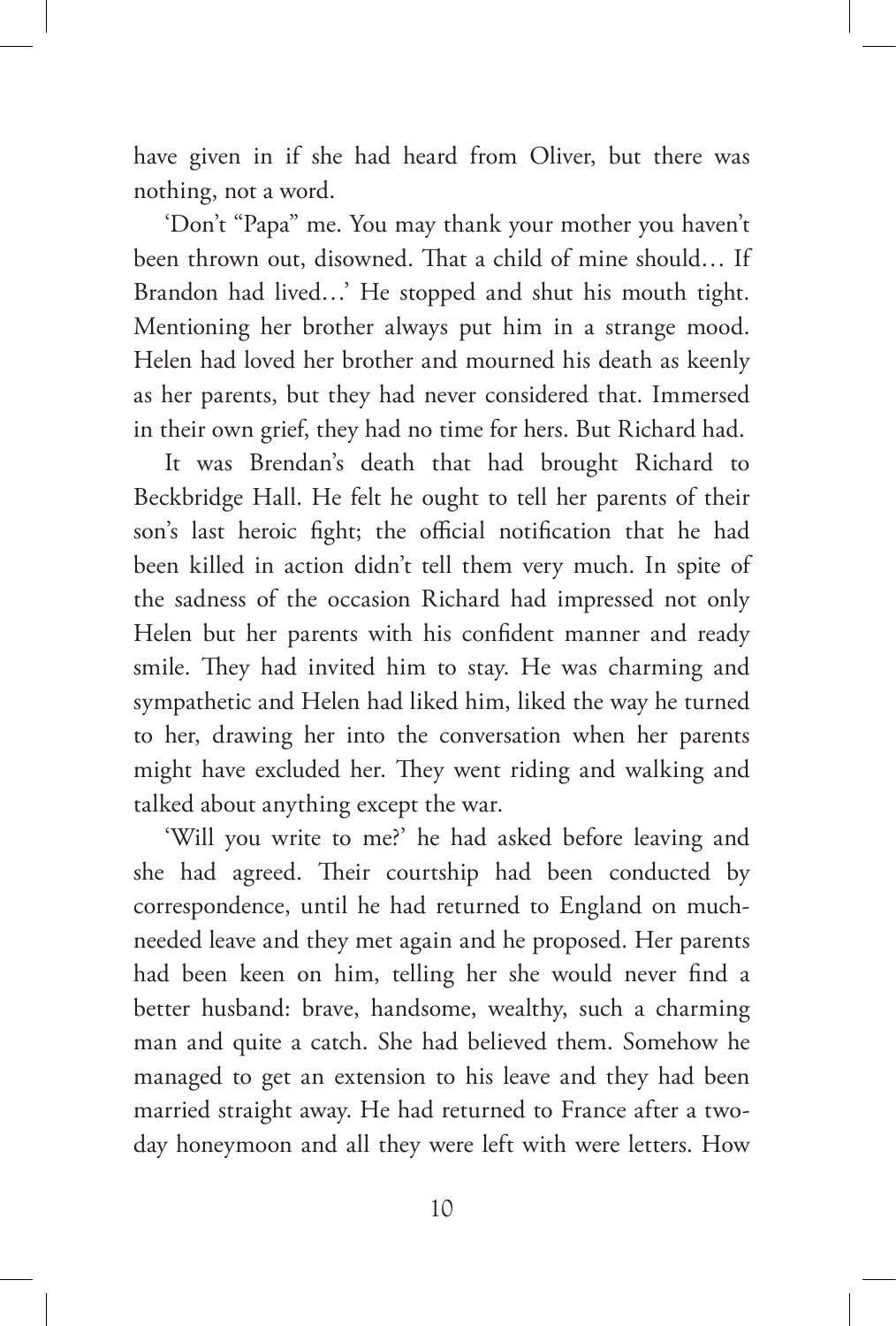have given in if she had heard from Oliver, but there was nothing, not a word.

'Don't "Papa" me. You may thank your mother you haven't been thrown out, disowned. That a child of mine should… If Brandon had lived…' He stopped and shut his mouth tight. Mentioning her brother always put him in a strange mood. Helen had loved her brother and mourned his death as keenly as her parents, but they had never considered that. Immersed in their own grief, they had no time for hers. But Richard had.

It was Brendan's death that had brought Richard to Beckbridge Hall. He felt he ought to tell her parents of their son's last heroic fight; the official notification that he had been killed in action didn't tell them very much. In spite of the sadness of the occasion Richard had impressed not only Helen but her parents with his confident manner and ready smile. They had invited him to stay. He was charming and sympathetic and Helen had liked him, liked the way he turned to her, drawing her into the conversation when her parents might have excluded her. They went riding and walking and talked about anything except the war.

'Will you write to me?' he had asked before leaving and she had agreed. Their courtship had been conducted by correspondence, until he had returned to England on much-needed leave and they met again and he proposed. Her parents had been keen on him, telling her she would never find a better husband: brave, handsome, wealthy, such a charming man and quite a catch. She had believed them. Somehow he managed to get an extension to his leave and they had been married straight away. He had returned to France after a two-day honeymoon and all they were left with were letters. How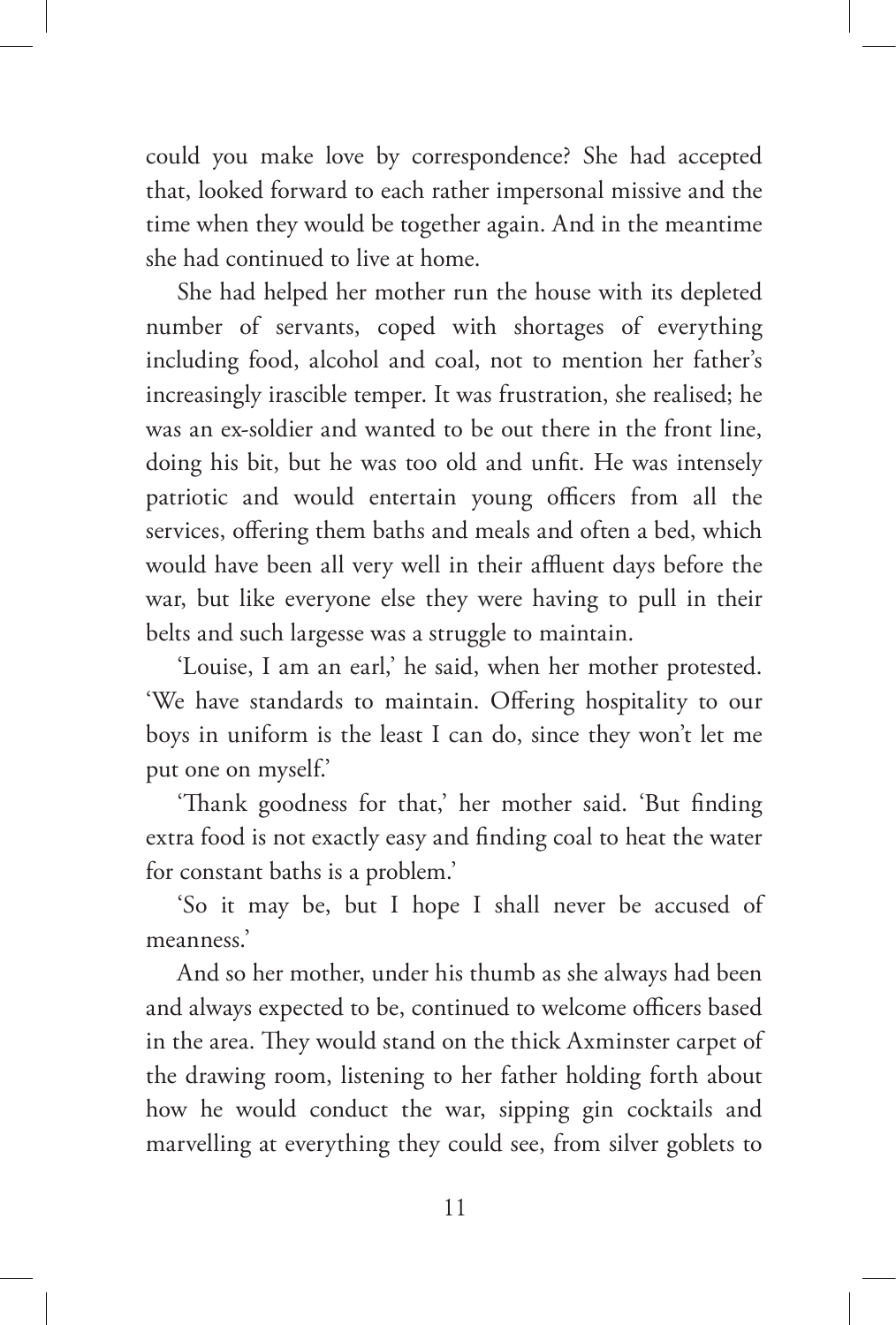could you make love by correspondence? She had accepted that, looked forward to each rather impersonal missive and the time when they would be together again. And in the meantime she had continued to live at home.

She had helped her mother run the house with its depleted number of servants, coped with shortages of everything including food, alcohol and coal, not to mention her father's increasingly irascible temper. It was frustration, she realised; he was an ex-soldier and wanted to be out there in the front line, doing his bit, but he was too old and unfit. He was intensely patriotic and would entertain young officers from all the services, offering them baths and meals and often a bed, which would have been all very well in their affluent days before the war, but like everyone else they were having to pull in their belts and such largesse was a struggle to maintain.

'Louise, I am an earl,' he said, when her mother protested. 'We have standards to maintain. Offering hospitality to our boys in uniform is the least I can do, since they won't let me put one on myself.'

'Thank goodness for that,' her mother said. 'But finding extra food is not exactly easy and finding coal to heat the water for constant baths is a problem.'

'So it may be, but I hope I shall never be accused of meanness.'

And so her mother, under his thumb as she always had been and always expected to be, continued to welcome officers based in the area. They would stand on the thick Axminster carpet of the drawing room, listening to her father holding forth about how he would conduct the war, sipping gin cocktails and marvelling at everything they could see, from silver goblets to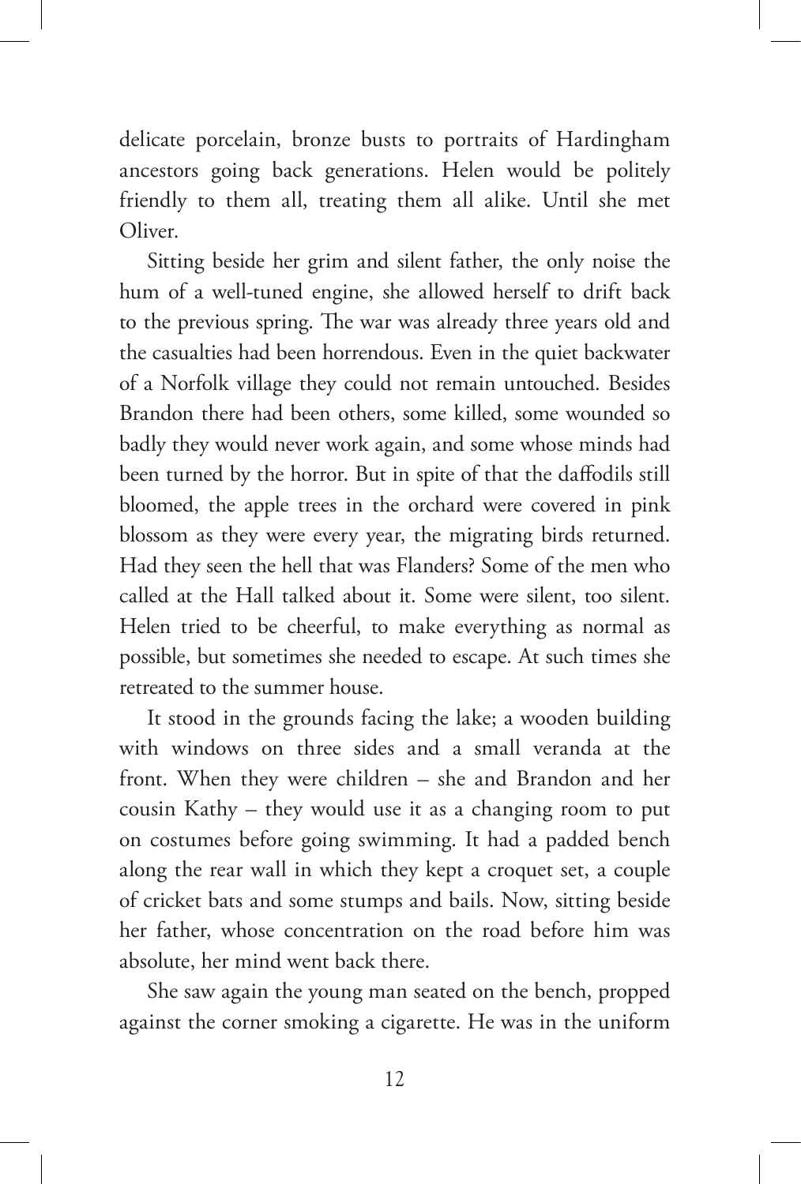delicate porcelain, bronze busts to portraits of Hardingham ancestors going back generations. Helen would be politely friendly to them all, treating them all alike. Until she met Oliver.

Sitting beside her grim and silent father, the only noise the hum of a well-tuned engine, she allowed herself to drift back to the previous spring. The war was already three years old and the casualties had been horrendous. Even in the quiet backwater of a Norfolk village they could not remain untouched. Besides Brandon there had been others, some killed, some wounded so badly they would never work again, and some whose minds had been turned by the horror. But in spite of that the daffodils still bloomed, the apple trees in the orchard were covered in pink blossom as they were every year, the migrating birds returned. Had they seen the hell that was Flanders? Some of the men who called at the Hall talked about it. Some were silent, too silent. Helen tried to be cheerful, to make everything as normal as possible, but sometimes she needed to escape. At such times she retreated to the summer house.

It stood in the grounds facing the lake; a wooden building with windows on three sides and a small veranda at the front. When they were children – she and Brandon and her cousin Kathy – they would use it as a changing room to put on costumes before going swimming. It had a padded bench along the rear wall in which they kept a croquet set, a couple of cricket bats and some stumps and bails. Now, sitting beside her father, whose concentration on the road before him was absolute, her mind went back there.

She saw again the young man seated on the bench, propped against the corner smoking a cigarette. He was in the uniform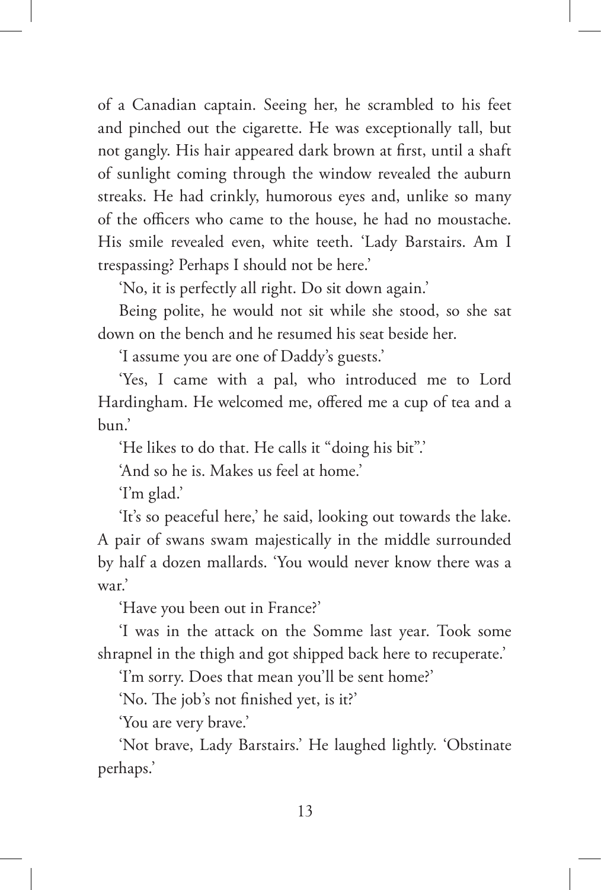of a Canadian captain. Seeing her, he scrambled to his feet and pinched out the cigarette. He was exceptionally tall, but not gangly. His hair appeared dark brown at first, until a shaft of sunlight coming through the window revealed the auburn streaks. He had crinkly, humorous eyes and, unlike so many of the officers who came to the house, he had no moustache. His smile revealed even, white teeth. 'Lady Barstairs. Am I trespassing? Perhaps I should not be here.'

'No, it is perfectly all right. Do sit down again.'

Being polite, he would not sit while she stood, so she sat down on the bench and he resumed his seat beside her.

'I assume you are one of Daddy's guests.'

'Yes, I came with a pal, who introduced me to Lord Hardingham. He welcomed me, offered me a cup of tea and a bun.'

'He likes to do that. He calls it "doing his bit".'

'And so he is. Makes us feel at home.'

'I'm glad.'

'It's so peaceful here,' he said, looking out towards the lake. A pair of swans swam majestically in the middle surrounded by half a dozen mallards. 'You would never know there was a war.'

'Have you been out in France?'

'I was in the attack on the Somme last year. Took some shrapnel in the thigh and got shipped back here to recuperate.'

'I'm sorry. Does that mean you'll be sent home?'

'No. The job's not finished yet, is it?'

'You are very brave.'

'Not brave, Lady Barstairs.' He laughed lightly. 'Obstinate perhaps.'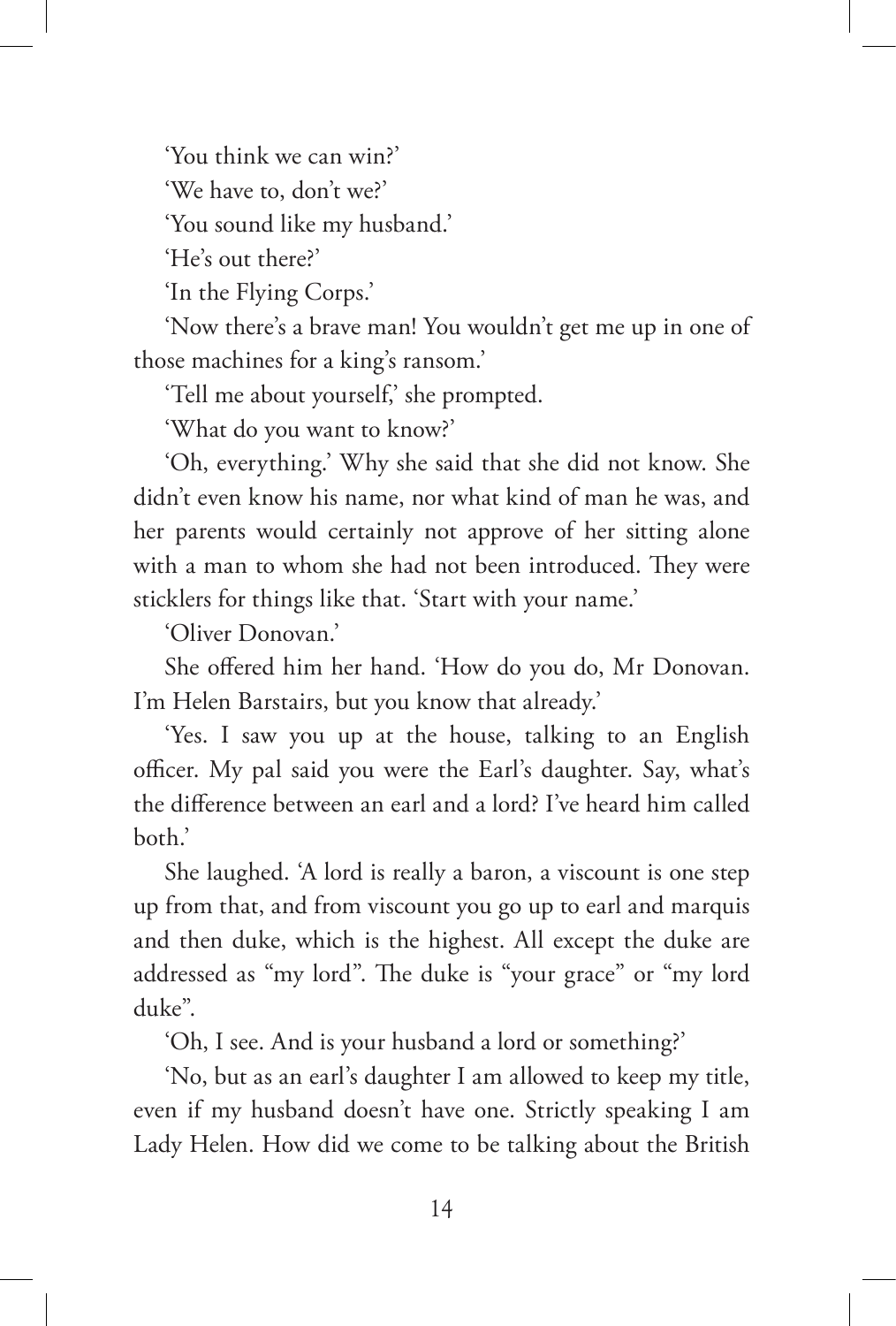'You think we can win?'

'We have to, don't we?'

'You sound like my husband.'

'He's out there?'

'In the Flying Corps.'

'Now there's a brave man! You wouldn't get me up in one of those machines for a king's ransom.'

'Tell me about yourself,' she prompted.

'What do you want to know?'

'Oh, everything.' Why she said that she did not know. She didn't even know his name, nor what kind of man he was, and her parents would certainly not approve of her sitting alone with a man to whom she had not been introduced. They were sticklers for things like that. 'Start with your name.'

'Oliver Donovan.'

She offered him her hand. 'How do you do, Mr Donovan. I'm Helen Barstairs, but you know that already.'

'Yes. I saw you up at the house, talking to an English officer. My pal said you were the Earl's daughter. Say, what's the difference between an earl and a lord? I've heard him called both.'

She laughed. 'A lord is really a baron, a viscount is one step up from that, and from viscount you go up to earl and marquis and then duke, which is the highest. All except the duke are addressed as "my lord". The duke is "your grace" or "my lord duke".

'Oh, I see. And is your husband a lord or something?'

'No, but as an earl's daughter I am allowed to keep my title, even if my husband doesn't have one. Strictly speaking I am Lady Helen. How did we come to be talking about the British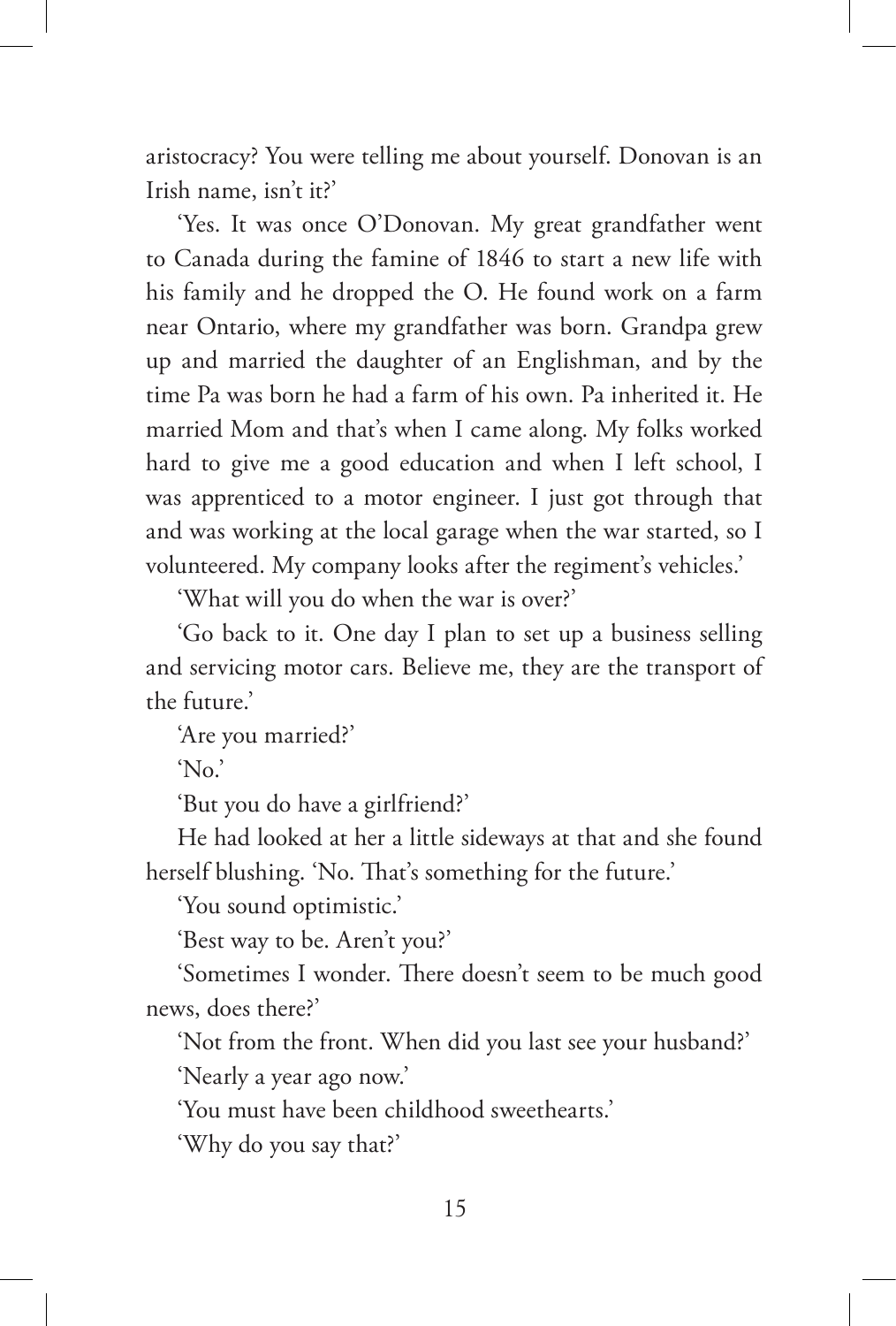aristocracy? You were telling me about yourself. Donovan is an Irish name, isn't it?'

'Yes. It was once O'Donovan. My great grandfather went to Canada during the famine of 1846 to start a new life with his family and he dropped the O. He found work on a farm near Ontario, where my grandfather was born. Grandpa grew up and married the daughter of an Englishman, and by the time Pa was born he had a farm of his own. Pa inherited it. He married Mom and that's when I came along. My folks worked hard to give me a good education and when I left school, I was apprenticed to a motor engineer. I just got through that and was working at the local garage when the war started, so I volunteered. My company looks after the regiment's vehicles.'

'What will you do when the war is over?'

'Go back to it. One day I plan to set up a business selling and servicing motor cars. Believe me, they are the transport of the future.'

'Are you married?'

'No.'

'But you do have a girlfriend?'

He had looked at her a little sideways at that and she found herself blushing. 'No. That's something for the future.'

'You sound optimistic.'

'Best way to be. Aren't you?'

'Sometimes I wonder. There doesn't seem to be much good news, does there?'

'Not from the front. When did you last see your husband?'

'Nearly a year ago now.'

'You must have been childhood sweethearts.'

'Why do you say that?'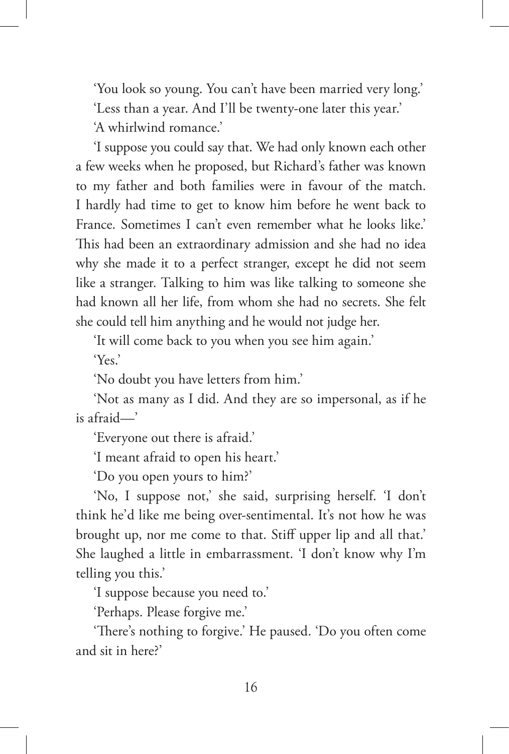'You look so young. You can't have been married very long.'

'Less than a year. And I'll be twenty-one later this year.'

'A whirlwind romance.'

'I suppose you could say that. We had only known each other a few weeks when he proposed, but Richard's father was known to my father and both families were in favour of the match. I hardly had time to get to know him before he went back to France. Sometimes I can't even remember what he looks like.' This had been an extraordinary admission and she had no idea why she made it to a perfect stranger, except he did not seem like a stranger. Talking to him was like talking to someone she had known all her life, from whom she had no secrets. She felt she could tell him anything and he would not judge her.

'It will come back to you when you see him again.'

'Yes.'

'No doubt you have letters from him.'

'Not as many as I did. And they are so impersonal, as if he is afraid—'

'Everyone out there is afraid.'

'I meant afraid to open his heart.'

'Do you open yours to him?'

'No, I suppose not,' she said, surprising herself. 'I don't think he'd like me being over-sentimental. It's not how he was brought up, nor me come to that. Stiff upper lip and all that.' She laughed a little in embarrassment. 'I don't know why I'm telling you this.'

'I suppose because you need to.'

'Perhaps. Please forgive me.'

'There's nothing to forgive.' He paused. 'Do you often come and sit in here?'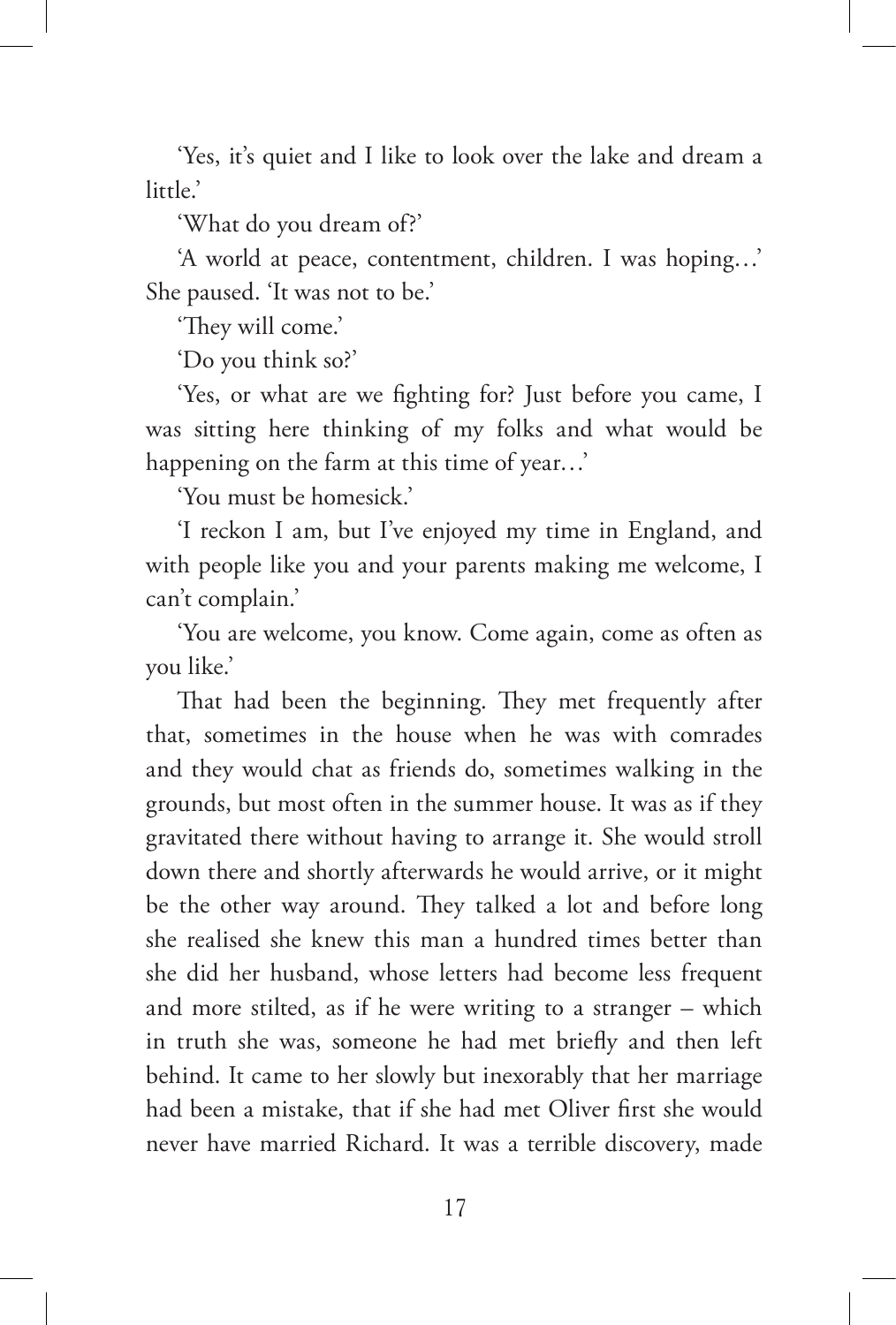'Yes, it's quiet and I like to look over the lake and dream a little.'

'What do you dream of?'

'A world at peace, contentment, children. I was hoping…' She paused. 'It was not to be.'

'They will come.'

'Do you think so?'

'Yes, or what are we fighting for? Just before you came, I was sitting here thinking of my folks and what would be happening on the farm at this time of year…'

'You must be homesick.'

'I reckon I am, but I've enjoyed my time in England, and with people like you and your parents making me welcome, I can't complain.'

'You are welcome, you know. Come again, come as often as you like.'

That had been the beginning. They met frequently after that, sometimes in the house when he was with comrades and they would chat as friends do, sometimes walking in the grounds, but most often in the summer house. It was as if they gravitated there without having to arrange it. She would stroll down there and shortly afterwards he would arrive, or it might be the other way around. They talked a lot and before long she realised she knew this man a hundred times better than she did her husband, whose letters had become less frequent and more stilted, as if he were writing to a stranger – which in truth she was, someone he had met briefly and then left behind. It came to her slowly but inexorably that her marriage had been a mistake, that if she had met Oliver first she would never have married Richard. It was a terrible discovery, made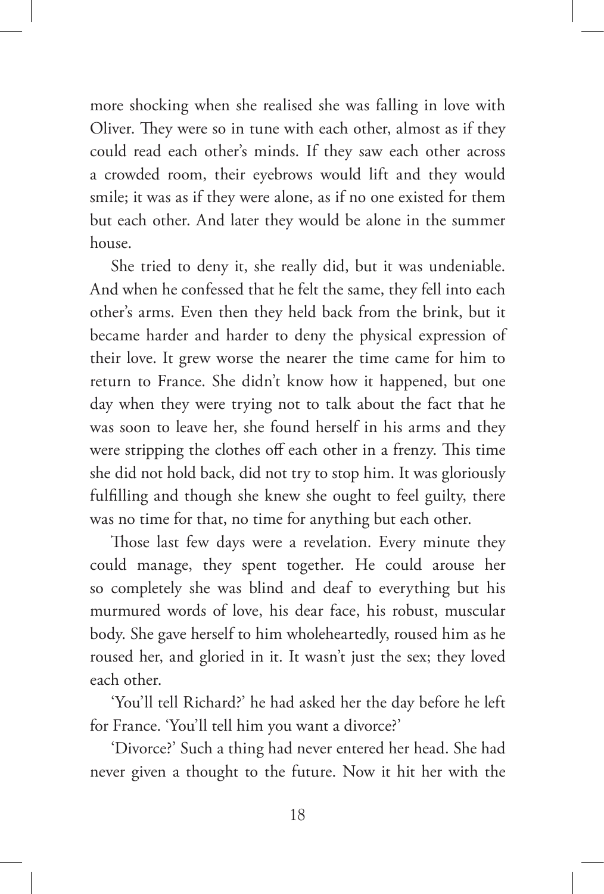more shocking when she realised she was falling in love with Oliver. They were so in tune with each other, almost as if they could read each other's minds. If they saw each other across a crowded room, their eyebrows would lift and they would smile; it was as if they were alone, as if no one existed for them but each other. And later they would be alone in the summer house.

She tried to deny it, she really did, but it was undeniable. And when he confessed that he felt the same, they fell into each other's arms. Even then they held back from the brink, but it became harder and harder to deny the physical expression of their love. It grew worse the nearer the time came for him to return to France. She didn't know how it happened, but one day when they were trying not to talk about the fact that he was soon to leave her, she found herself in his arms and they were stripping the clothes off each other in a frenzy. This time she did not hold back, did not try to stop him. It was gloriously fulfilling and though she knew she ought to feel guilty, there was no time for that, no time for anything but each other.

Those last few days were a revelation. Every minute they could manage, they spent together. He could arouse her so completely she was blind and deaf to everything but his murmured words of love, his dear face, his robust, muscular body. She gave herself to him wholeheartedly, roused him as he roused her, and gloried in it. It wasn't just the sex; they loved each other.

'You'll tell Richard?' he had asked her the day before he left for France. 'You'll tell him you want a divorce?'

'Divorce?' Such a thing had never entered her head. She had never given a thought to the future. Now it hit her with the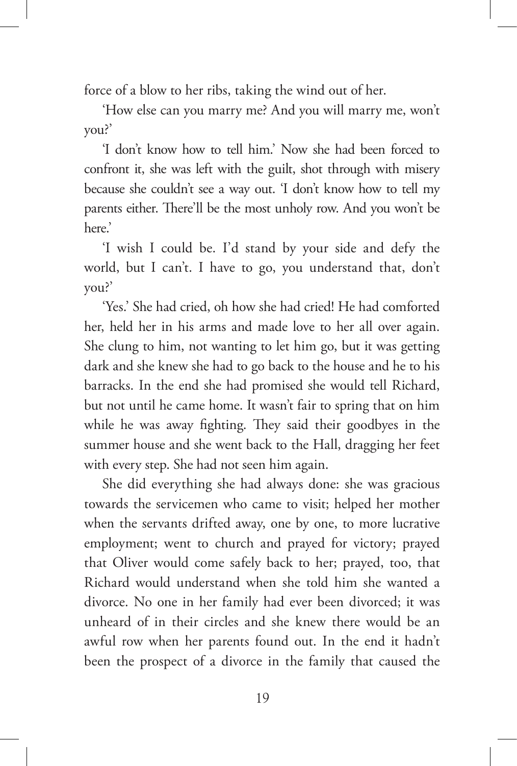force of a blow to her ribs, taking the wind out of her.

'How else can you marry me? And you will marry me, won't you?'

'I don't know how to tell him.' Now she had been forced to confront it, she was left with the guilt, shot through with misery because she couldn't see a way out. 'I don't know how to tell my parents either. There'll be the most unholy row. And you won't be here.'

'I wish I could be. I'd stand by your side and defy the world, but I can't. I have to go, you understand that, don't you?'

'Yes.' She had cried, oh how she had cried! He had comforted her, held her in his arms and made love to her all over again. She clung to him, not wanting to let him go, but it was getting dark and she knew she had to go back to the house and he to his barracks. In the end she had promised she would tell Richard, but not until he came home. It wasn't fair to spring that on him while he was away fighting. They said their goodbyes in the summer house and she went back to the Hall, dragging her feet with every step. She had not seen him again.

She did everything she had always done: she was gracious towards the servicemen who came to visit; helped her mother when the servants drifted away, one by one, to more lucrative employment; went to church and prayed for victory; prayed that Oliver would come safely back to her; prayed, too, that Richard would understand when she told him she wanted a divorce. No one in her family had ever been divorced; it was unheard of in their circles and she knew there would be an awful row when her parents found out. In the end it hadn't been the prospect of a divorce in the family that caused the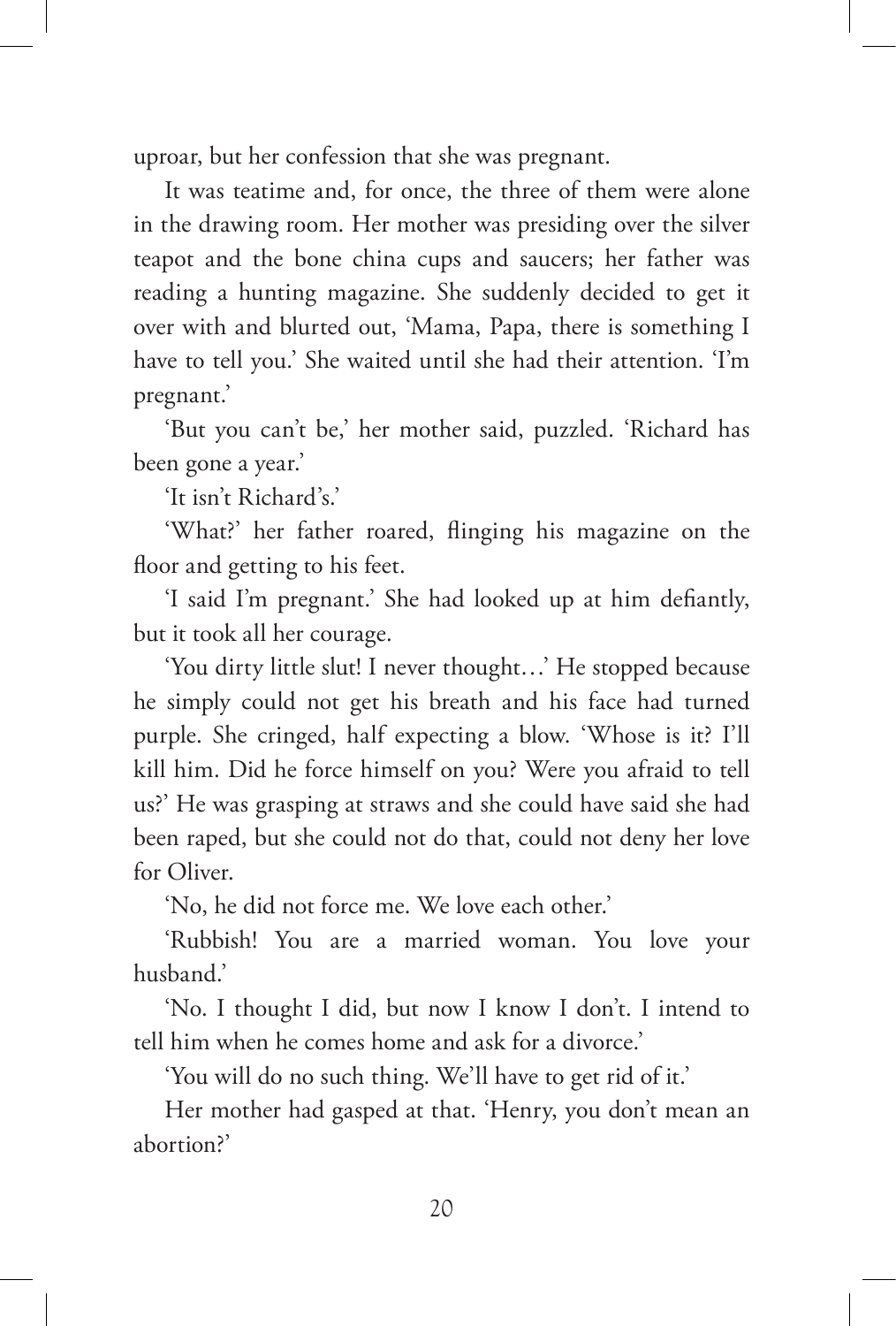uproar, but her confession that she was pregnant.

It was teatime and, for once, the three of them were alone in the drawing room. Her mother was presiding over the silver teapot and the bone china cups and saucers; her father was reading a hunting magazine. She suddenly decided to get it over with and blurted out, 'Mama, Papa, there is something I have to tell you.' She waited until she had their attention. 'I'm pregnant.'

'But you can't be,' her mother said, puzzled. 'Richard has been gone a year.'

'It isn't Richard's.'

'What?' her father roared, flinging his magazine on the floor and getting to his feet.

'I said I'm pregnant.' She had looked up at him defiantly, but it took all her courage.

'You dirty little slut! I never thought…' He stopped because he simply could not get his breath and his face had turned purple. She cringed, half expecting a blow. 'Whose is it? I'll kill him. Did he force himself on you? Were you afraid to tell us?' He was grasping at straws and she could have said she had been raped, but she could not do that, could not deny her love for Oliver.

'No, he did not force me. We love each other.'

'Rubbish! You are a married woman. You love your husband.'

'No. I thought I did, but now I know I don't. I intend to tell him when he comes home and ask for a divorce.'

'You will do no such thing. We'll have to get rid of it.'

Her mother had gasped at that. 'Henry, you don't mean an abortion?'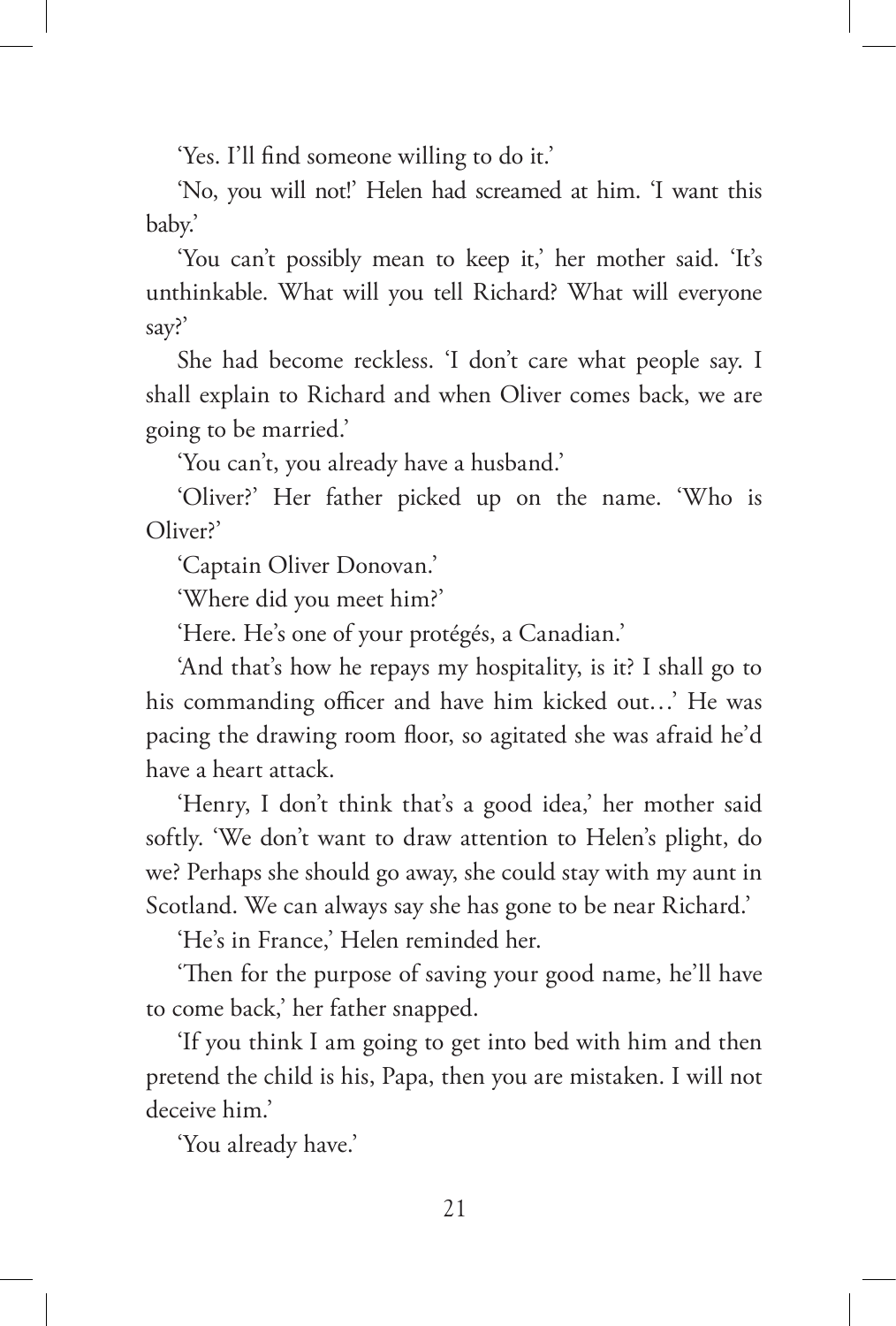'Yes. I'll find someone willing to do it.'

'No, you will not!' Helen had screamed at him. 'I want this baby.'

'You can't possibly mean to keep it,' her mother said. 'It's unthinkable. What will you tell Richard? What will everyone say?'

She had become reckless. 'I don't care what people say. I shall explain to Richard and when Oliver comes back, we are going to be married.'

'You can't, you already have a husband.'

'Oliver?' Her father picked up on the name. 'Who is Oliver?'

'Captain Oliver Donovan.'

'Where did you meet him?'

'Here. He's one of your protégés, a Canadian.'

'And that's how he repays my hospitality, is it? I shall go to his commanding officer and have him kicked out…' He was pacing the drawing room floor, so agitated she was afraid he'd have a heart attack.

'Henry, I don't think that's a good idea,' her mother said softly. 'We don't want to draw attention to Helen's plight, do we? Perhaps she should go away, she could stay with my aunt in Scotland. We can always say she has gone to be near Richard.'

'He's in France,' Helen reminded her.

'Then for the purpose of saving your good name, he'll have to come back,' her father snapped.

'If you think I am going to get into bed with him and then pretend the child is his, Papa, then you are mistaken. I will not deceive him.'

'You already have.'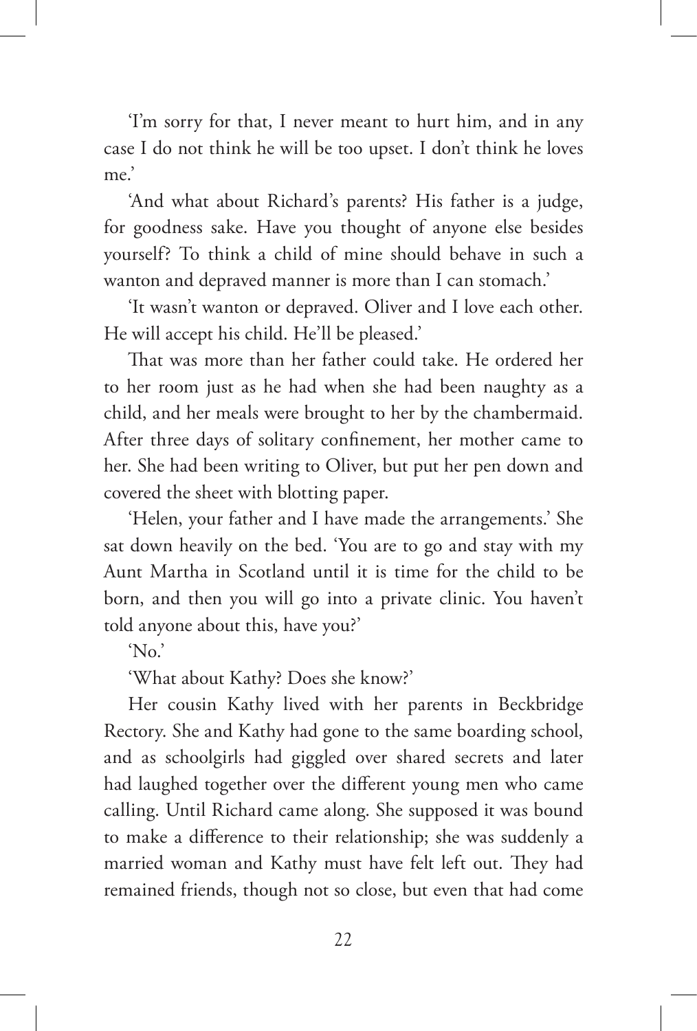'I'm sorry for that, I never meant to hurt him, and in any case I do not think he will be too upset. I don't think he loves me.'

'And what about Richard's parents? His father is a judge, for goodness sake. Have you thought of anyone else besides yourself? To think a child of mine should behave in such a wanton and depraved manner is more than I can stomach.'

'It wasn't wanton or depraved. Oliver and I love each other. He will accept his child. He'll be pleased.'

That was more than her father could take. He ordered her to her room just as he had when she had been naughty as a child, and her meals were brought to her by the chambermaid. After three days of solitary confinement, her mother came to her. She had been writing to Oliver, but put her pen down and covered the sheet with blotting paper.

'Helen, your father and I have made the arrangements.' She sat down heavily on the bed. 'You are to go and stay with my Aunt Martha in Scotland until it is time for the child to be born, and then you will go into a private clinic. You haven't told anyone about this, have you?'

'No.'

'What about Kathy? Does she know?'

Her cousin Kathy lived with her parents in Beckbridge Rectory. She and Kathy had gone to the same boarding school, and as schoolgirls had giggled over shared secrets and later had laughed together over the different young men who came calling. Until Richard came along. She supposed it was bound to make a difference to their relationship; she was suddenly a married woman and Kathy must have felt left out. They had remained friends, though not so close, but even that had come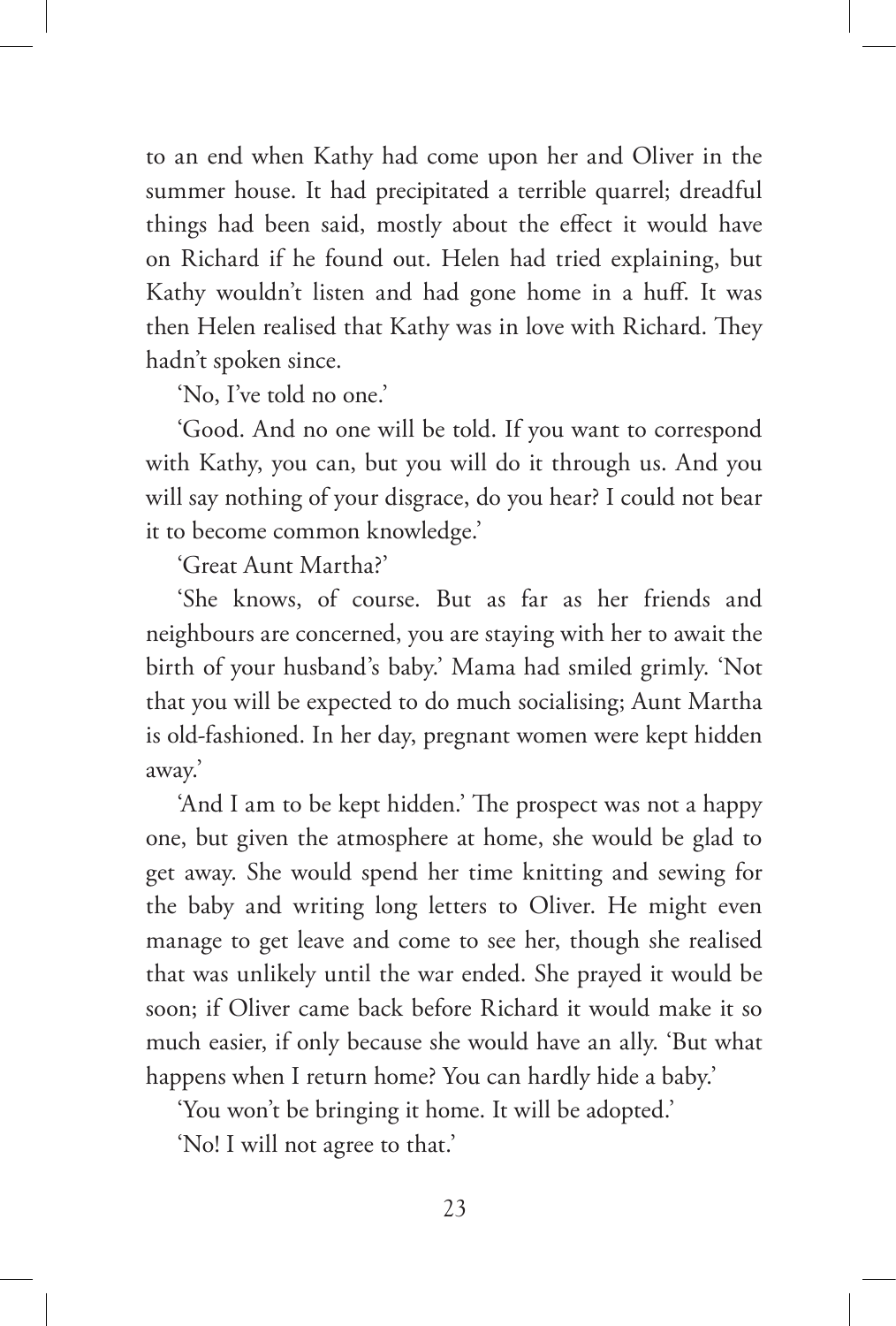to an end when Kathy had come upon her and Oliver in the summer house. It had precipitated a terrible quarrel; dreadful things had been said, mostly about the effect it would have on Richard if he found out. Helen had tried explaining, but Kathy wouldn't listen and had gone home in a huff. It was then Helen realised that Kathy was in love with Richard. They hadn't spoken since.

'No, I've told no one.'

'Good. And no one will be told. If you want to correspond with Kathy, you can, but you will do it through us. And you will say nothing of your disgrace, do you hear? I could not bear it to become common knowledge.'

'Great Aunt Martha?'

'She knows, of course. But as far as her friends and neighbours are concerned, you are staying with her to await the birth of your husband's baby.' Mama had smiled grimly. 'Not that you will be expected to do much socialising; Aunt Martha is old-fashioned. In her day, pregnant women were kept hidden away.'

'And I am to be kept hidden.' The prospect was not a happy one, but given the atmosphere at home, she would be glad to get away. She would spend her time knitting and sewing for the baby and writing long letters to Oliver. He might even manage to get leave and come to see her, though she realised that was unlikely until the war ended. She prayed it would be soon; if Oliver came back before Richard it would make it so much easier, if only because she would have an ally. 'But what happens when I return home? You can hardly hide a baby.'

'You won't be bringing it home. It will be adopted.'

'No! I will not agree to that.'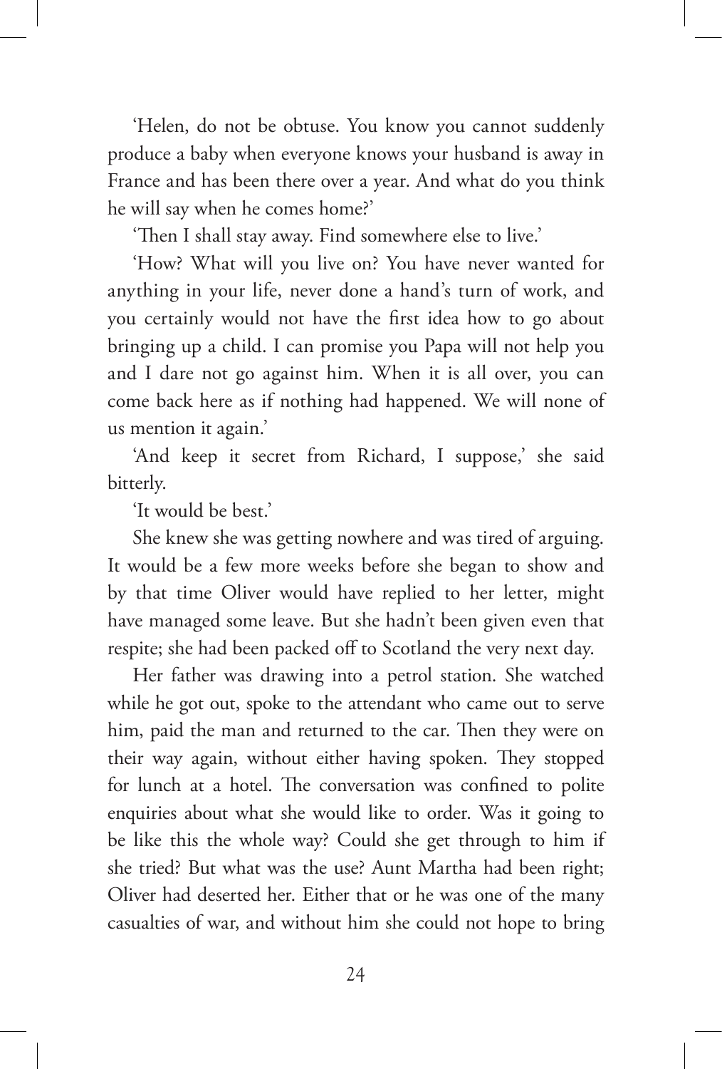'Helen, do not be obtuse. You know you cannot suddenly produce a baby when everyone knows your husband is away in France and has been there over a year. And what do you think he will say when he comes home?'

'Then I shall stay away. Find somewhere else to live.'

'How? What will you live on? You have never wanted for anything in your life, never done a hand's turn of work, and you certainly would not have the first idea how to go about bringing up a child. I can promise you Papa will not help you and I dare not go against him. When it is all over, you can come back here as if nothing had happened. We will none of us mention it again.'

'And keep it secret from Richard, I suppose,' she said bitterly.

'It would be best.'

She knew she was getting nowhere and was tired of arguing. It would be a few more weeks before she began to show and by that time Oliver would have replied to her letter, might have managed some leave. But she hadn't been given even that respite; she had been packed off to Scotland the very next day.

Her father was drawing into a petrol station. She watched while he got out, spoke to the attendant who came out to serve him, paid the man and returned to the car. Then they were on their way again, without either having spoken. They stopped for lunch at a hotel. The conversation was confined to polite enquiries about what she would like to order. Was it going to be like this the whole way? Could she get through to him if she tried? But what was the use? Aunt Martha had been right; Oliver had deserted her. Either that or he was one of the many casualties of war, and without him she could not hope to bring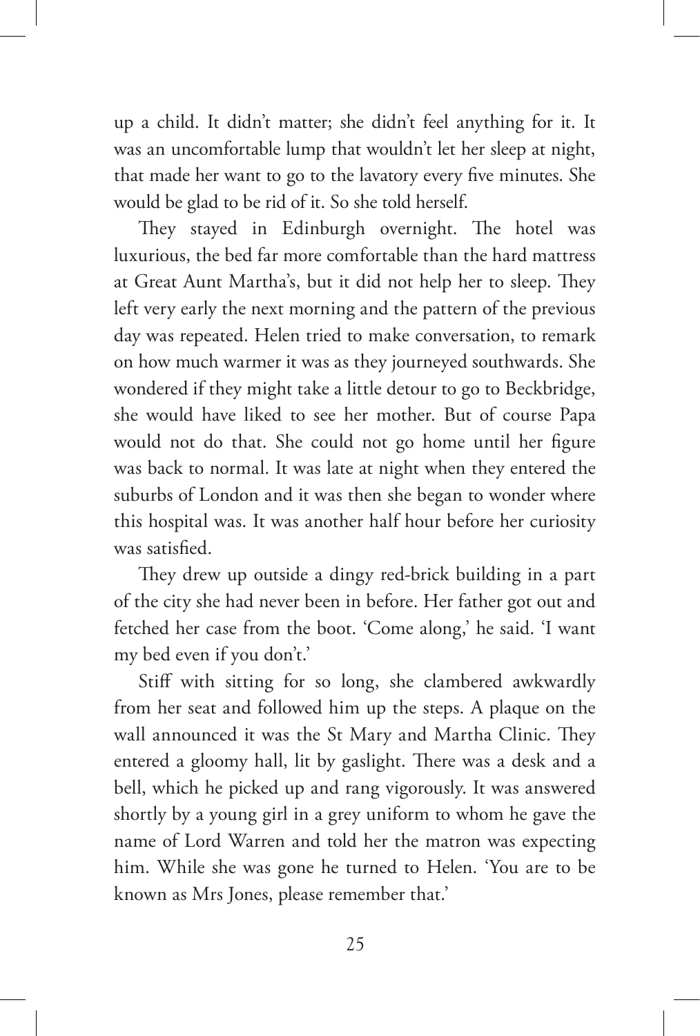up a child. It didn't matter; she didn't feel anything for it. It was an uncomfortable lump that wouldn't let her sleep at night, that made her want to go to the lavatory every five minutes. She would be glad to be rid of it. So she told herself.

They stayed in Edinburgh overnight. The hotel was luxurious, the bed far more comfortable than the hard mattress at Great Aunt Martha's, but it did not help her to sleep. They left very early the next morning and the pattern of the previous day was repeated. Helen tried to make conversation, to remark on how much warmer it was as they journeyed southwards. She wondered if they might take a little detour to go to Beckbridge, she would have liked to see her mother. But of course Papa would not do that. She could not go home until her figure was back to normal. It was late at night when they entered the suburbs of London and it was then she began to wonder where this hospital was. It was another half hour before her curiosity was satisfied.

They drew up outside a dingy red-brick building in a part of the city she had never been in before. Her father got out and fetched her case from the boot. 'Come along,' he said. 'I want my bed even if you don't.'

Stiff with sitting for so long, she clambered awkwardly from her seat and followed him up the steps. A plaque on the wall announced it was the St Mary and Martha Clinic. They entered a gloomy hall, lit by gaslight. There was a desk and a bell, which he picked up and rang vigorously. It was answered shortly by a young girl in a grey uniform to whom he gave the name of Lord Warren and told her the matron was expecting him. While she was gone he turned to Helen. 'You are to be known as Mrs Jones, please remember that.'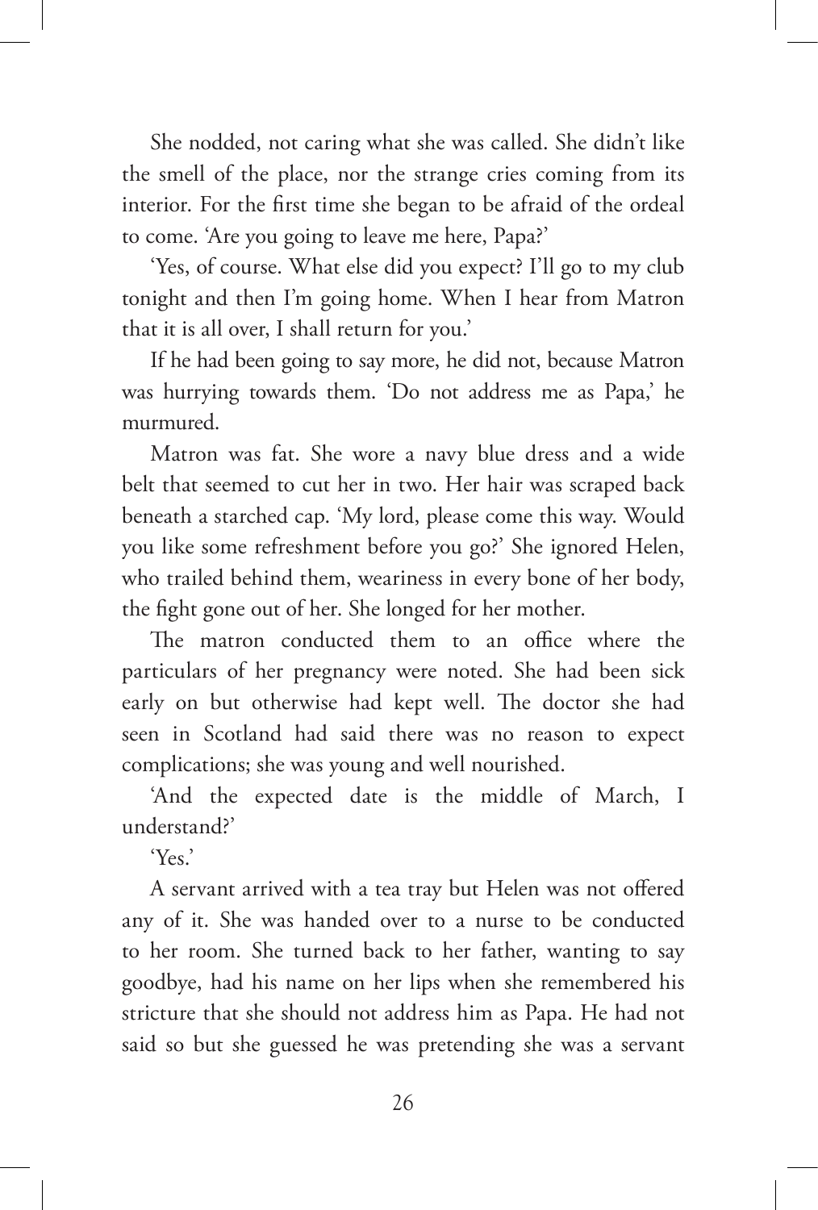She nodded, not caring what she was called. She didn't like the smell of the place, nor the strange cries coming from its interior. For the first time she began to be afraid of the ordeal to come. 'Are you going to leave me here, Papa?'

'Yes, of course. What else did you expect? I'll go to my club tonight and then I'm going home. When I hear from Matron that it is all over, I shall return for you.'

If he had been going to say more, he did not, because Matron was hurrying towards them. 'Do not address me as Papa,' he murmured.

Matron was fat. She wore a navy blue dress and a wide belt that seemed to cut her in two. Her hair was scraped back beneath a starched cap. 'My lord, please come this way. Would you like some refreshment before you go?' She ignored Helen, who trailed behind them, weariness in every bone of her body, the fight gone out of her. She longed for her mother.

The matron conducted them to an office where the particulars of her pregnancy were noted. She had been sick early on but otherwise had kept well. The doctor she had seen in Scotland had said there was no reason to expect complications; she was young and well nourished.

'And the expected date is the middle of March, I understand?'

'Yes.'

A servant arrived with a tea tray but Helen was not offered any of it. She was handed over to a nurse to be conducted to her room. She turned back to her father, wanting to say goodbye, had his name on her lips when she remembered his stricture that she should not address him as Papa. He had not said so but she guessed he was pretending she was a servant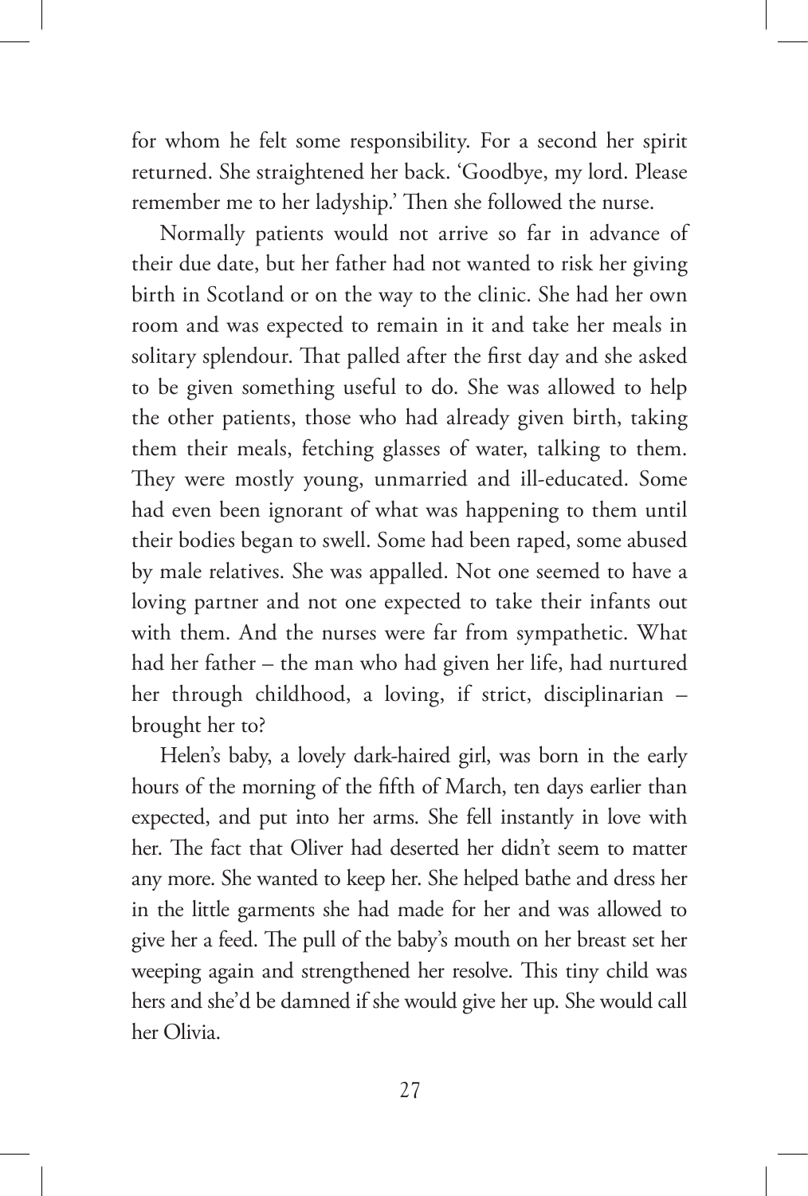for whom he felt some responsibility. For a second her spirit returned. She straightened her back. 'Goodbye, my lord. Please remember me to her ladyship.' Then she followed the nurse.

Normally patients would not arrive so far in advance of their due date, but her father had not wanted to risk her giving birth in Scotland or on the way to the clinic. She had her own room and was expected to remain in it and take her meals in solitary splendour. That palled after the first day and she asked to be given something useful to do. She was allowed to help the other patients, those who had already given birth, taking them their meals, fetching glasses of water, talking to them. They were mostly young, unmarried and ill-educated. Some had even been ignorant of what was happening to them until their bodies began to swell. Some had been raped, some abused by male relatives. She was appalled. Not one seemed to have a loving partner and not one expected to take their infants out with them. And the nurses were far from sympathetic. What had her father – the man who had given her life, had nurtured her through childhood, a loving, if strict, disciplinarian – brought her to?

Helen's baby, a lovely dark-haired girl, was born in the early hours of the morning of the fifth of March, ten days earlier than expected, and put into her arms. She fell instantly in love with her. The fact that Oliver had deserted her didn't seem to matter any more. She wanted to keep her. She helped bathe and dress her in the little garments she had made for her and was allowed to give her a feed. The pull of the baby's mouth on her breast set her weeping again and strengthened her resolve. This tiny child was hers and she'd be damned if she would give her up. She would call her Olivia.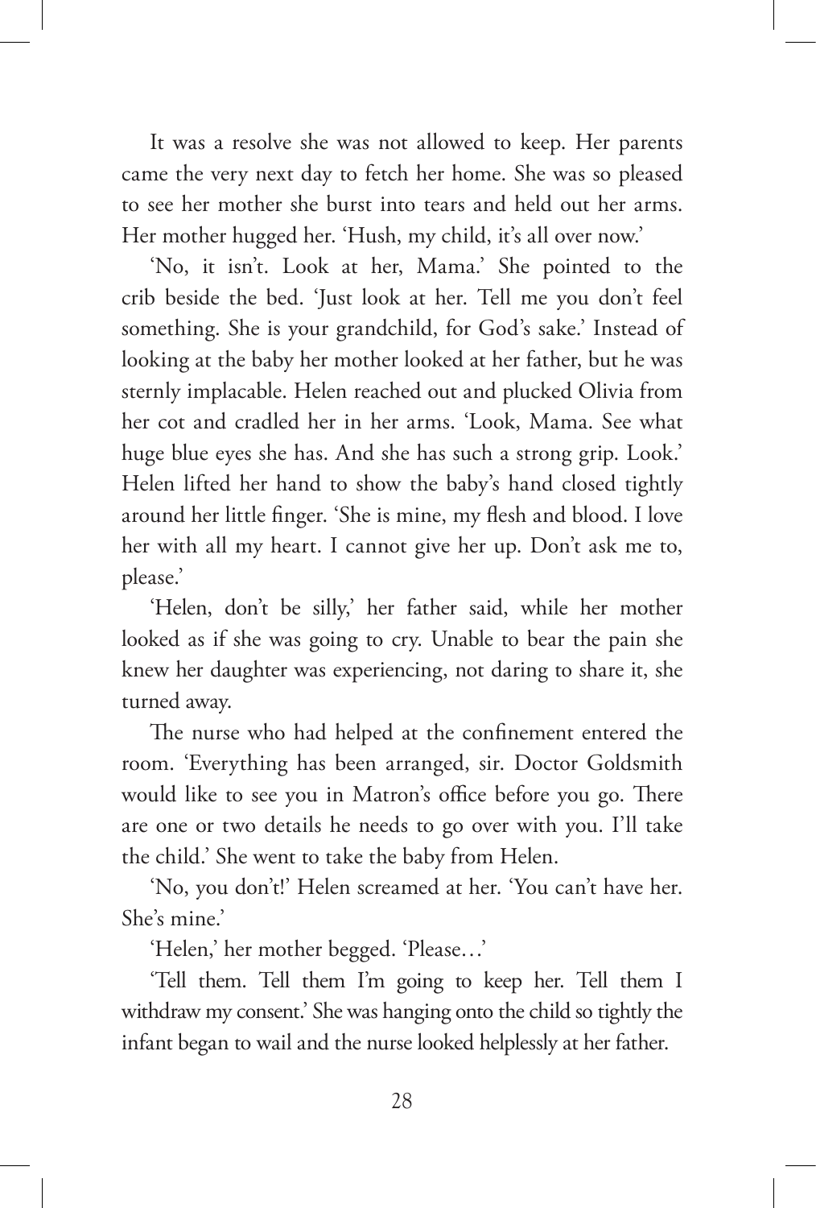It was a resolve she was not allowed to keep. Her parents came the very next day to fetch her home. She was so pleased to see her mother she burst into tears and held out her arms. Her mother hugged her. 'Hush, my child, it's all over now.'

'No, it isn't. Look at her, Mama.' She pointed to the crib beside the bed. 'Just look at her. Tell me you don't feel something. She is your grandchild, for God's sake.' Instead of looking at the baby her mother looked at her father, but he was sternly implacable. Helen reached out and plucked Olivia from her cot and cradled her in her arms. 'Look, Mama. See what huge blue eyes she has. And she has such a strong grip. Look.' Helen lifted her hand to show the baby's hand closed tightly around her little finger. 'She is mine, my flesh and blood. I love her with all my heart. I cannot give her up. Don't ask me to, please.'

'Helen, don't be silly,' her father said, while her mother looked as if she was going to cry. Unable to bear the pain she knew her daughter was experiencing, not daring to share it, she turned away.

The nurse who had helped at the confinement entered the room. 'Everything has been arranged, sir. Doctor Goldsmith would like to see you in Matron's office before you go. There are one or two details he needs to go over with you. I'll take the child.' She went to take the baby from Helen.

'No, you don't!' Helen screamed at her. 'You can't have her. She's mine.'

'Helen,' her mother begged. 'Please…'

'Tell them. Tell them I'm going to keep her. Tell them I withdraw my consent.' She was hanging onto the child so tightly the infant began to wail and the nurse looked helplessly at her father.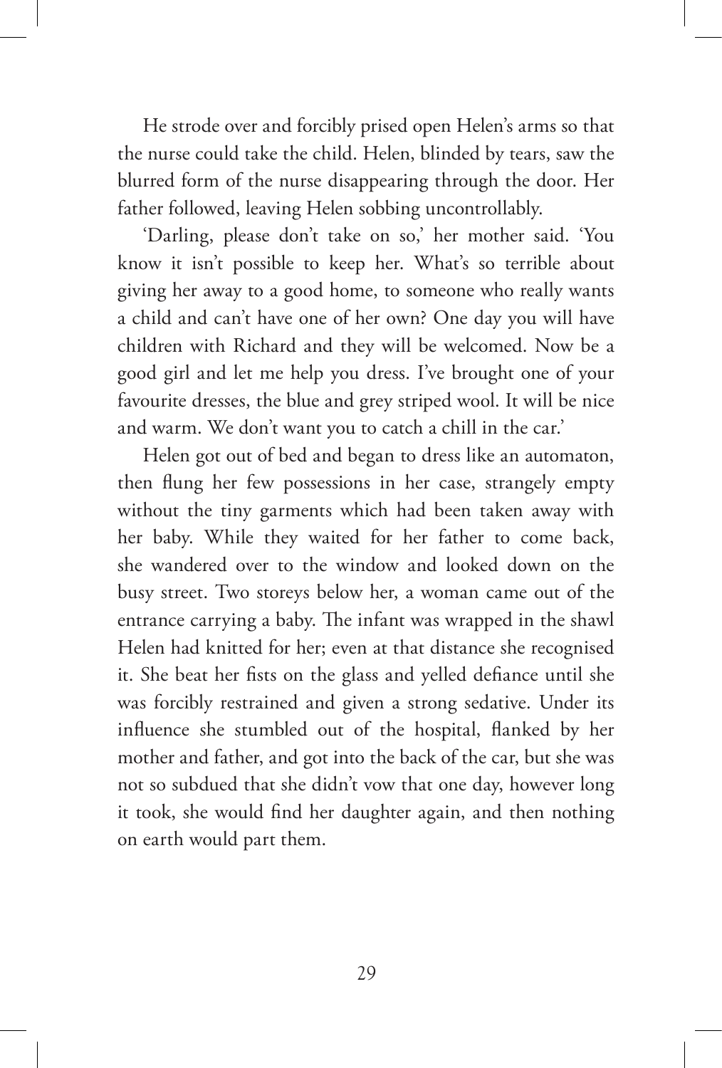He strode over and forcibly prised open Helen's arms so that the nurse could take the child. Helen, blinded by tears, saw the blurred form of the nurse disappearing through the door. Her father followed, leaving Helen sobbing uncontrollably.

'Darling, please don't take on so,' her mother said. 'You know it isn't possible to keep her. What's so terrible about giving her away to a good home, to someone who really wants a child and can't have one of her own? One day you will have children with Richard and they will be welcomed. Now be a good girl and let me help you dress. I've brought one of your favourite dresses, the blue and grey striped wool. It will be nice and warm. We don't want you to catch a chill in the car.'

Helen got out of bed and began to dress like an automaton, then flung her few possessions in her case, strangely empty without the tiny garments which had been taken away with her baby. While they waited for her father to come back, she wandered over to the window and looked down on the busy street. Two storeys below her, a woman came out of the entrance carrying a baby. The infant was wrapped in the shawl Helen had knitted for her; even at that distance she recognised it. She beat her fists on the glass and yelled defiance until she was forcibly restrained and given a strong sedative. Under its influence she stumbled out of the hospital, flanked by her mother and father, and got into the back of the car, but she was not so subdued that she didn't vow that one day, however long it took, she would find her daughter again, and then nothing on earth would part them.